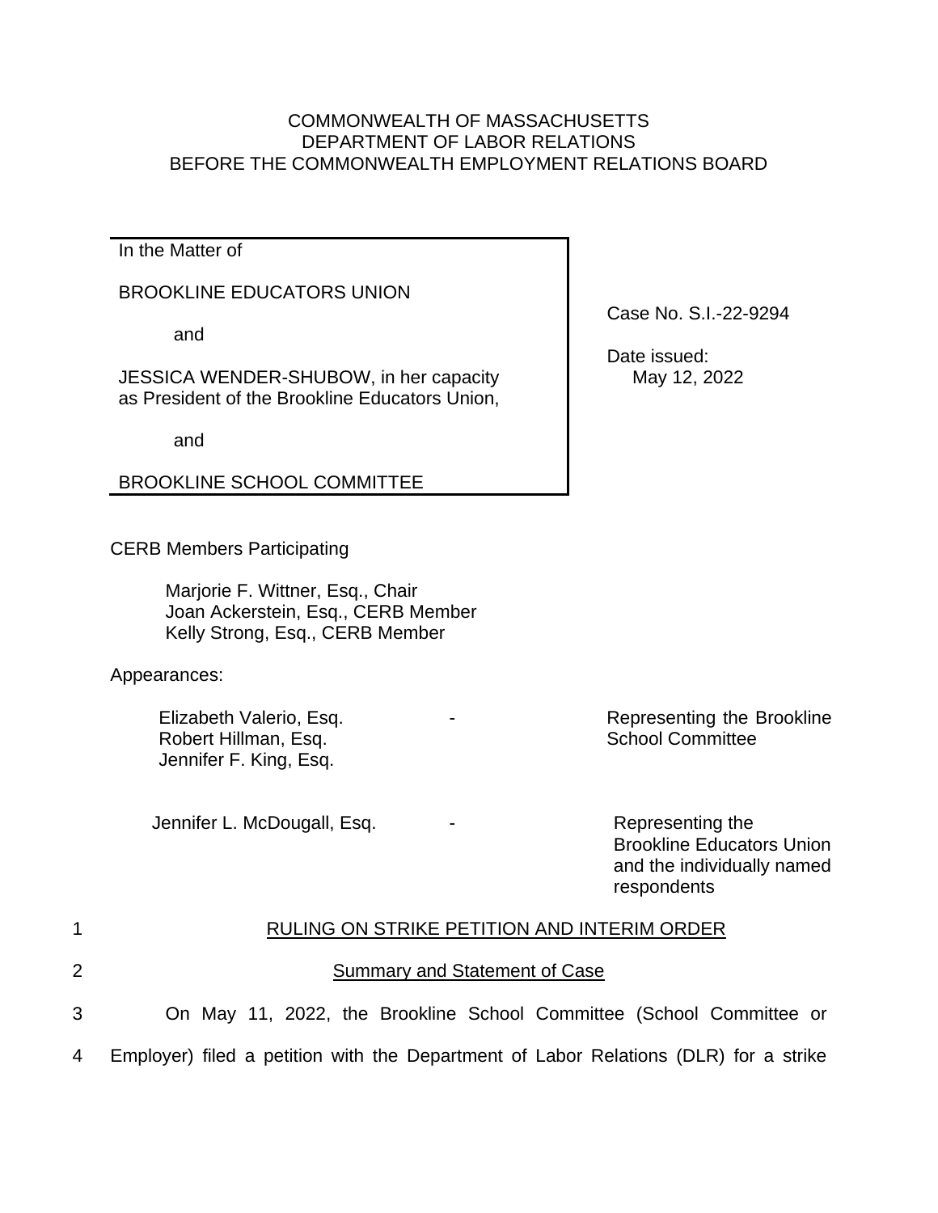COMMONWEALTH OF MASSACHUSETTS
DEPARTMENT OF LABOR RELATIONS
BEFORE THE COMMONWEALTH EMPLOYMENT RELATIONS BOARD

| | |
|---|---|
| In the Matter of<br><br>BROOKLINE EDUCATORS UNION<br><br>and<br><br>JESSICA WENDER-SHUBOW, in her capacity as President of the Brookline Educators Union,<br><br>and<br><br>BROOKLINE SCHOOL COMMITTEE | Case No. S.I.-22-9294<br><br>Date issued:<br>May 12, 2022 |

CERB Members Participating

Marjorie F. Wittner, Esq., Chair
Joan Ackerstein, Esq., CERB Member
Kelly Strong, Esq., CERB Member

Appearances:

| | | |
|---|---|---|
| Elizabeth Valerio, Esq.<br>Robert Hillman, Esq.<br>Jennifer F. King, Esq. | - | Representing the Brookline School Committee |
| Jennifer L. McDougall, Esq. | - | Representing the Brookline Educators Union and the individually named respondents |

## RULING ON STRIKE PETITION AND INTERIM ORDER

### Summary and Statement of Case

On May 11, 2022, the Brookline School Committee (School Committee or Employer) filed a petition with the Department of Labor Relations (DLR) for a strike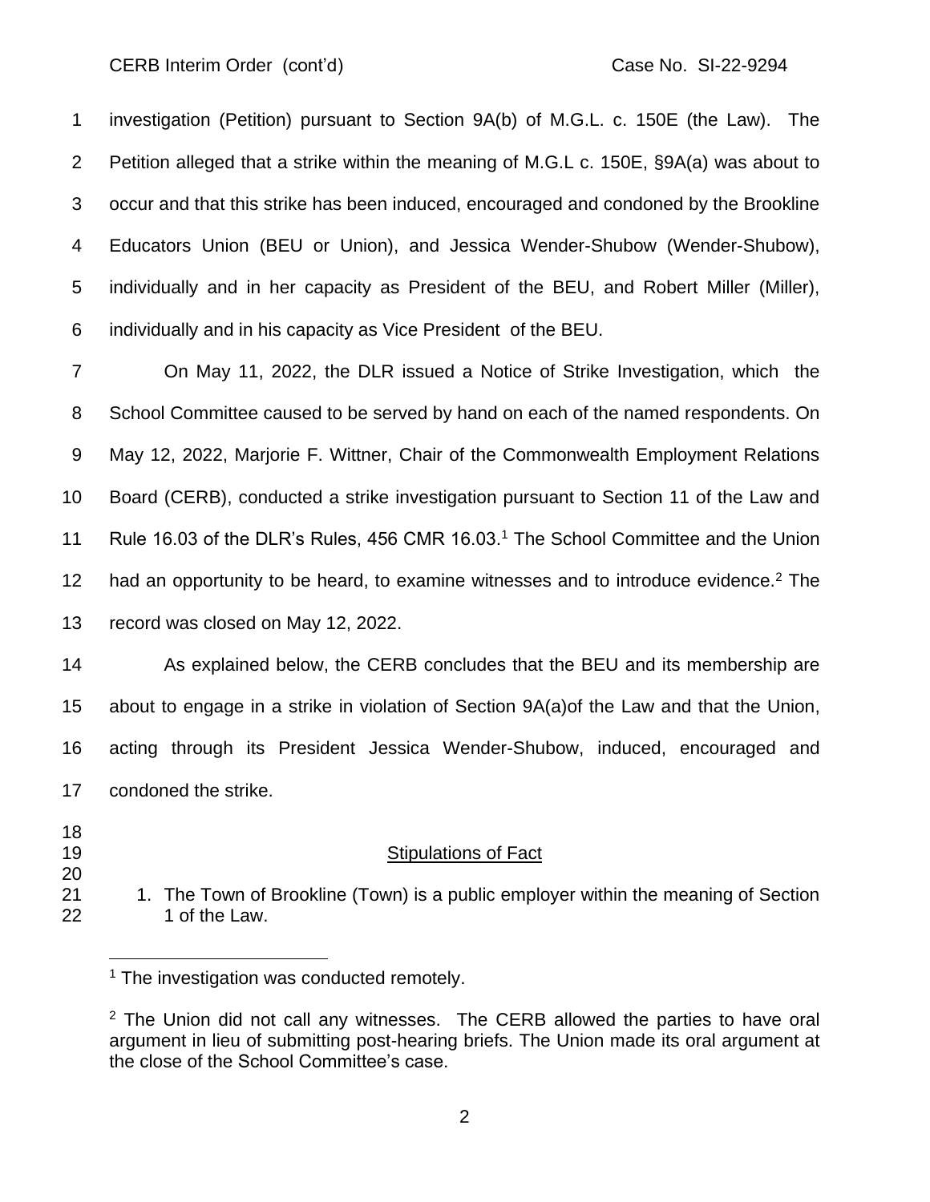investigation (Petition) pursuant to Section 9A(b) of M.G.L. c. 150E (the Law). The Petition alleged that a strike within the meaning of M.G.L c. 150E, §9A(a) was about to occur and that this strike has been induced, encouraged and condoned by the Brookline Educators Union (BEU or Union), and Jessica Wender-Shubow (Wender-Shubow), individually and in her capacity as President of the BEU, and Robert Miller (Miller), individually and in his capacity as Vice President of the BEU.

On May 11, 2022, the DLR issued a Notice of Strike Investigation, which the School Committee caused to be served by hand on each of the named respondents. On May 12, 2022, Marjorie F. Wittner, Chair of the Commonwealth Employment Relations Board (CERB), conducted a strike investigation pursuant to Section 11 of the Law and Rule 16.03 of the DLR's Rules, 456 CMR 16.03.[1] The School Committee and the Union had an opportunity to be heard, to examine witnesses and to introduce evidence.[2] The record was closed on May 12, 2022.

As explained below, the CERB concludes that the BEU and its membership are about to engage in a strike in violation of Section 9A(a)of the Law and that the Union, acting through its President Jessica Wender-Shubow, induced, encouraged and condoned the strike.

## Stipulations of Fact

1. The Town of Brookline (Town) is a public employer within the meaning of Section 1 of the Law.

---

[1] The investigation was conducted remotely.

[2] The Union did not call any witnesses. The CERB allowed the parties to have oral argument in lieu of submitting post-hearing briefs. The Union made its oral argument at the close of the School Committee's case.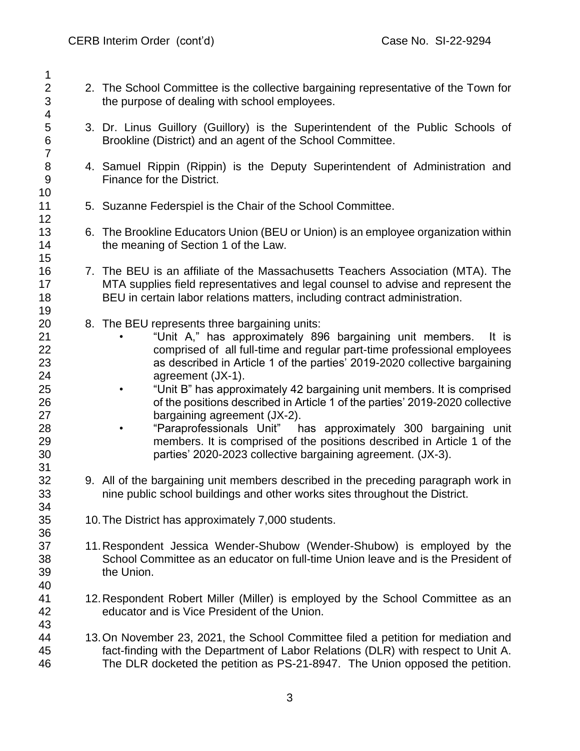2. The School Committee is the collective bargaining representative of the Town for the purpose of dealing with school employees.

3. Dr. Linus Guillory (Guillory) is the Superintendent of the Public Schools of Brookline (District) and an agent of the School Committee.

4. Samuel Rippin (Rippin) is the Deputy Superintendent of Administration and Finance for the District.

5. Suzanne Federspiel is the Chair of the School Committee.

6. The Brookline Educators Union (BEU or Union) is an employee organization within the meaning of Section 1 of the Law.

7. The BEU is an affiliate of the Massachusetts Teachers Association (MTA). The MTA supplies field representatives and legal counsel to advise and represent the BEU in certain labor relations matters, including contract administration.

8. The BEU represents three bargaining units:
   - "Unit A," has approximately 896 bargaining unit members. It is comprised of all full-time and regular part-time professional employees as described in Article 1 of the parties' 2019-2020 collective bargaining agreement (JX-1).
   - "Unit B" has approximately 42 bargaining unit members. It is comprised of the positions described in Article 1 of the parties' 2019-2020 collective bargaining agreement (JX-2).
   - "Paraprofessionals Unit" has approximately 300 bargaining unit members. It is comprised of the positions described in Article 1 of the parties' 2020-2023 collective bargaining agreement. (JX-3).

9. All of the bargaining unit members described in the preceding paragraph work in nine public school buildings and other works sites throughout the District.

10. The District has approximately 7,000 students.

11. Respondent Jessica Wender-Shubow (Wender-Shubow) is employed by the School Committee as an educator on full-time Union leave and is the President of the Union.

12. Respondent Robert Miller (Miller) is employed by the School Committee as an educator and is Vice President of the Union.

13. On November 23, 2021, the School Committee filed a petition for mediation and fact-finding with the Department of Labor Relations (DLR) with respect to Unit A. The DLR docketed the petition as PS-21-8947. The Union opposed the petition.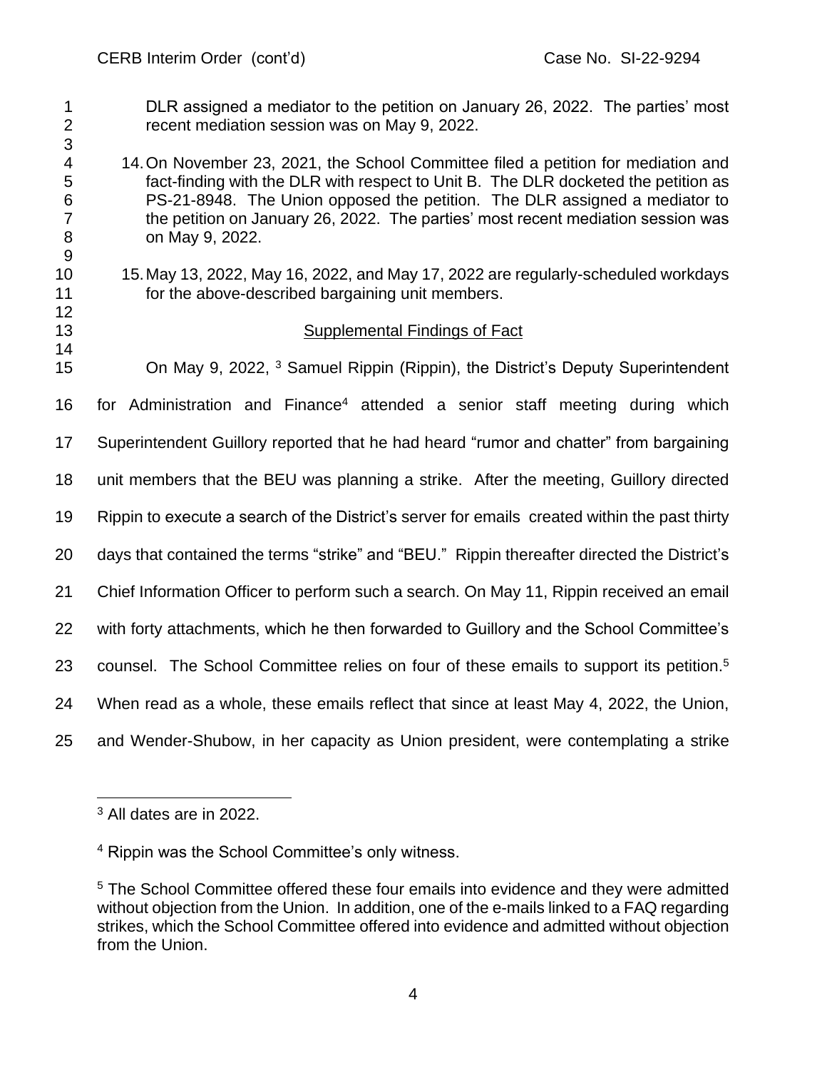DLR assigned a mediator to the petition on January 26, 2022. The parties' most recent mediation session was on May 9, 2022.

14. On November 23, 2021, the School Committee filed a petition for mediation and fact-finding with the DLR with respect to Unit B. The DLR docketed the petition as PS-21-8948. The Union opposed the petition. The DLR assigned a mediator to the petition on January 26, 2022. The parties' most recent mediation session was on May 9, 2022.

15. May 13, 2022, May 16, 2022, and May 17, 2022 are regularly-scheduled workdays for the above-described bargaining unit members.

<u>Supplemental Findings of Fact</u>

On May 9, 2022, [3] Samuel Rippin (Rippin), the District's Deputy Superintendent for Administration and Finance[4] attended a senior staff meeting during which Superintendent Guillory reported that he had heard "rumor and chatter" from bargaining unit members that the BEU was planning a strike. After the meeting, Guillory directed Rippin to execute a search of the District's server for emails created within the past thirty days that contained the terms "strike" and "BEU." Rippin thereafter directed the District's Chief Information Officer to perform such a search. On May 11, Rippin received an email with forty attachments, which he then forwarded to Guillory and the School Committee's counsel. The School Committee relies on four of these emails to support its petition.[5] When read as a whole, these emails reflect that since at least May 4, 2022, the Union, and Wender-Shubow, in her capacity as Union president, were contemplating a strike

[3] All dates are in 2022.

[4] Rippin was the School Committee's only witness.

[5] The School Committee offered these four emails into evidence and they were admitted without objection from the Union. In addition, one of the e-mails linked to a FAQ regarding strikes, which the School Committee offered into evidence and admitted without objection from the Union.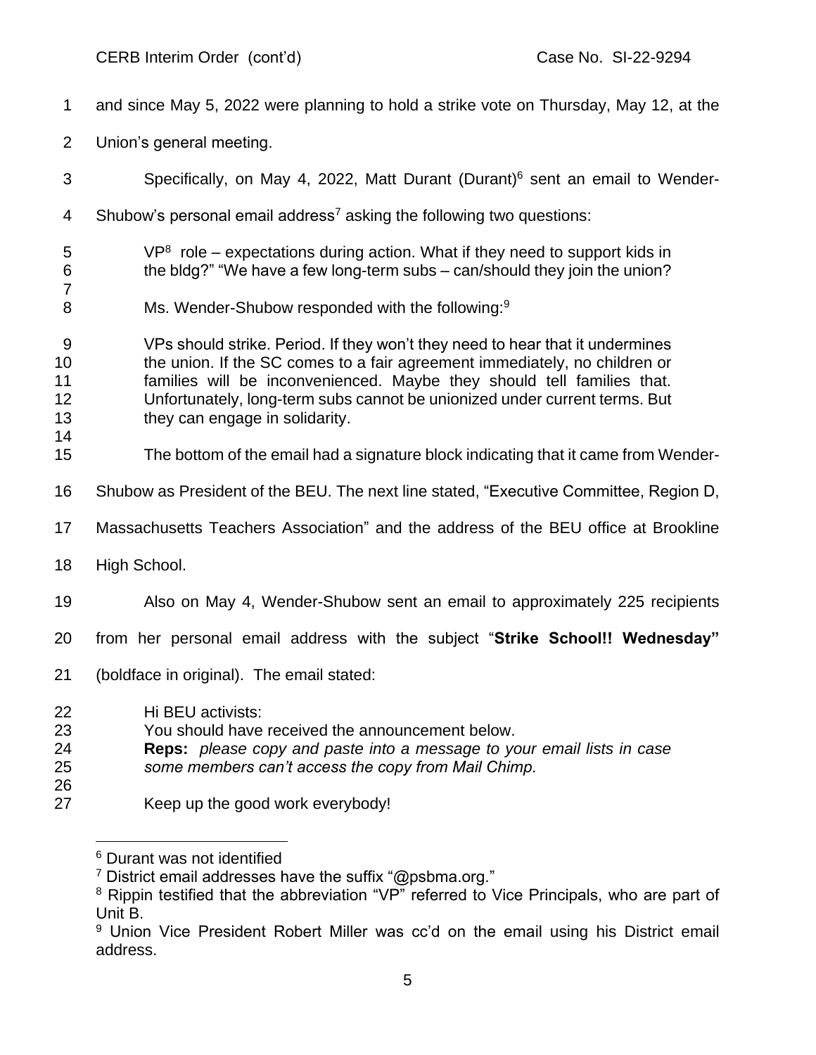and since May 5, 2022 were planning to hold a strike vote on Thursday, May 12, at the Union's general meeting.

Specifically, on May 4, 2022, Matt Durant (Durant)[6] sent an email to Wender-Shubow's personal email address[7] asking the following two questions:

> VP[8] role – expectations during action. What if they need to support kids in the bldg?" "We have a few long-term subs – can/should they join the union?

Ms. Wender-Shubow responded with the following:[9]

> VPs should strike. Period. If they won't they need to hear that it undermines the union. If the SC comes to a fair agreement immediately, no children or families will be inconvenienced. Maybe they should tell families that. Unfortunately, long-term subs cannot be unionized under current terms. But they can engage in solidarity.

The bottom of the email had a signature block indicating that it came from Wender-Shubow as President of the BEU. The next line stated, "Executive Committee, Region D, Massachusetts Teachers Association" and the address of the BEU office at Brookline High School.

Also on May 4, Wender-Shubow sent an email to approximately 225 recipients from her personal email address with the subject "**Strike School!! Wednesday"** (boldface in original). The email stated:

> Hi BEU activists:
> You should have received the announcement below.
> **Reps:** *please copy and paste into a message to your email lists in case some members can't access the copy from Mail Chimp.*
>
> Keep up the good work everybody!

---

[6] Durant was not identified

[7] District email addresses have the suffix "@psbma.org."

[8] Rippin testified that the abbreviation "VP" referred to Vice Principals, who are part of Unit B.

[9] Union Vice President Robert Miller was cc'd on the email using his District email address.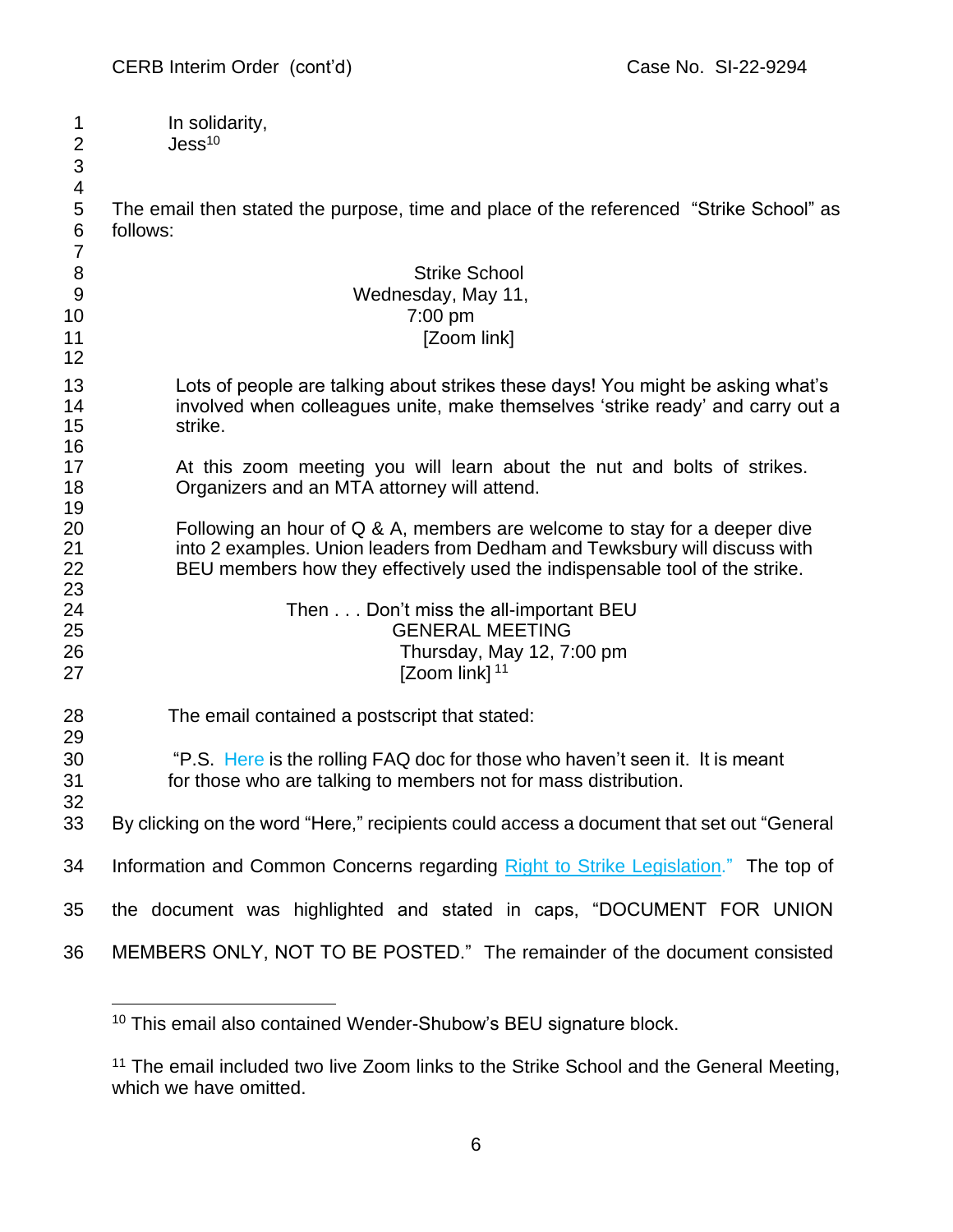In solidarity,
Jess[10]

The email then stated the purpose, time and place of the referenced "Strike School" as follows:

> Strike School
> Wednesday, May 11,
> 7:00 pm
> [Zoom link]
>
> Lots of people are talking about strikes these days! You might be asking what's involved when colleagues unite, make themselves 'strike ready' and carry out a strike.
>
> At this zoom meeting you will learn about the nut and bolts of strikes. Organizers and an MTA attorney will attend.
>
> Following an hour of Q & A, members are welcome to stay for a deeper dive into 2 examples. Union leaders from Dedham and Tewksbury will discuss with BEU members how they effectively used the indispensable tool of the strike.
>
> Then . . . Don't miss the all-important BEU
> GENERAL MEETING
> Thursday, May 12, 7:00 pm
> [Zoom link][11]

The email contained a postscript that stated:

> "P.S. Here is the rolling FAQ doc for those who haven't seen it. It is meant for those who are talking to members not for mass distribution.

By clicking on the word "Here," recipients could access a document that set out "General Information and Common Concerns regarding Right to Strike Legislation." The top of the document was highlighted and stated in caps, "DOCUMENT FOR UNION MEMBERS ONLY, NOT TO BE POSTED." The remainder of the document consisted

---

[10] This email also contained Wender-Shubow's BEU signature block.

[11] The email included two live Zoom links to the Strike School and the General Meeting, which we have omitted.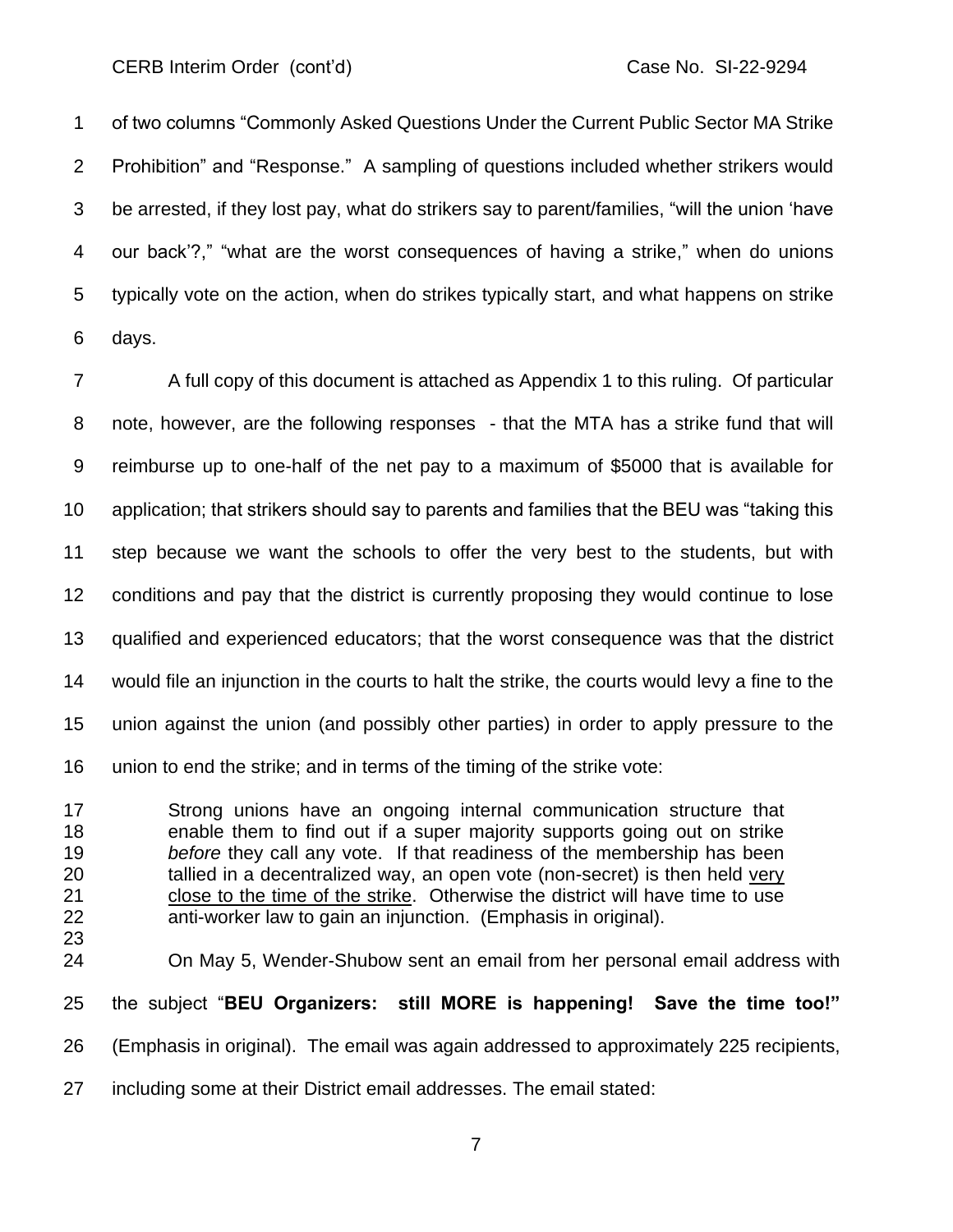of two columns "Commonly Asked Questions Under the Current Public Sector MA Strike Prohibition" and "Response." A sampling of questions included whether strikers would be arrested, if they lost pay, what do strikers say to parent/families, "will the union 'have our back'?," "what are the worst consequences of having a strike," when do unions typically vote on the action, when do strikes typically start, and what happens on strike days.

A full copy of this document is attached as Appendix 1 to this ruling. Of particular note, however, are the following responses - that the MTA has a strike fund that will reimburse up to one-half of the net pay to a maximum of $5000 that is available for application; that strikers should say to parents and families that the BEU was "taking this step because we want the schools to offer the very best to the students, but with conditions and pay that the district is currently proposing they would continue to lose qualified and experienced educators; that the worst consequence was that the district would file an injunction in the courts to halt the strike, the courts would levy a fine to the union against the union (and possibly other parties) in order to apply pressure to the union to end the strike; and in terms of the timing of the strike vote:

> Strong unions have an ongoing internal communication structure that enable them to find out if a super majority supports going out on strike *before* they call any vote. If that readiness of the membership has been tallied in a decentralized way, an open vote (non-secret) is then held <u>very close to the time of the strike</u>. Otherwise the district will have time to use anti-worker law to gain an injunction. (Emphasis in original).

On May 5, Wender-Shubow sent an email from her personal email address with the subject "**BEU Organizers: still MORE is happening! Save the time too!"** (Emphasis in original). The email was again addressed to approximately 225 recipients, including some at their District email addresses. The email stated: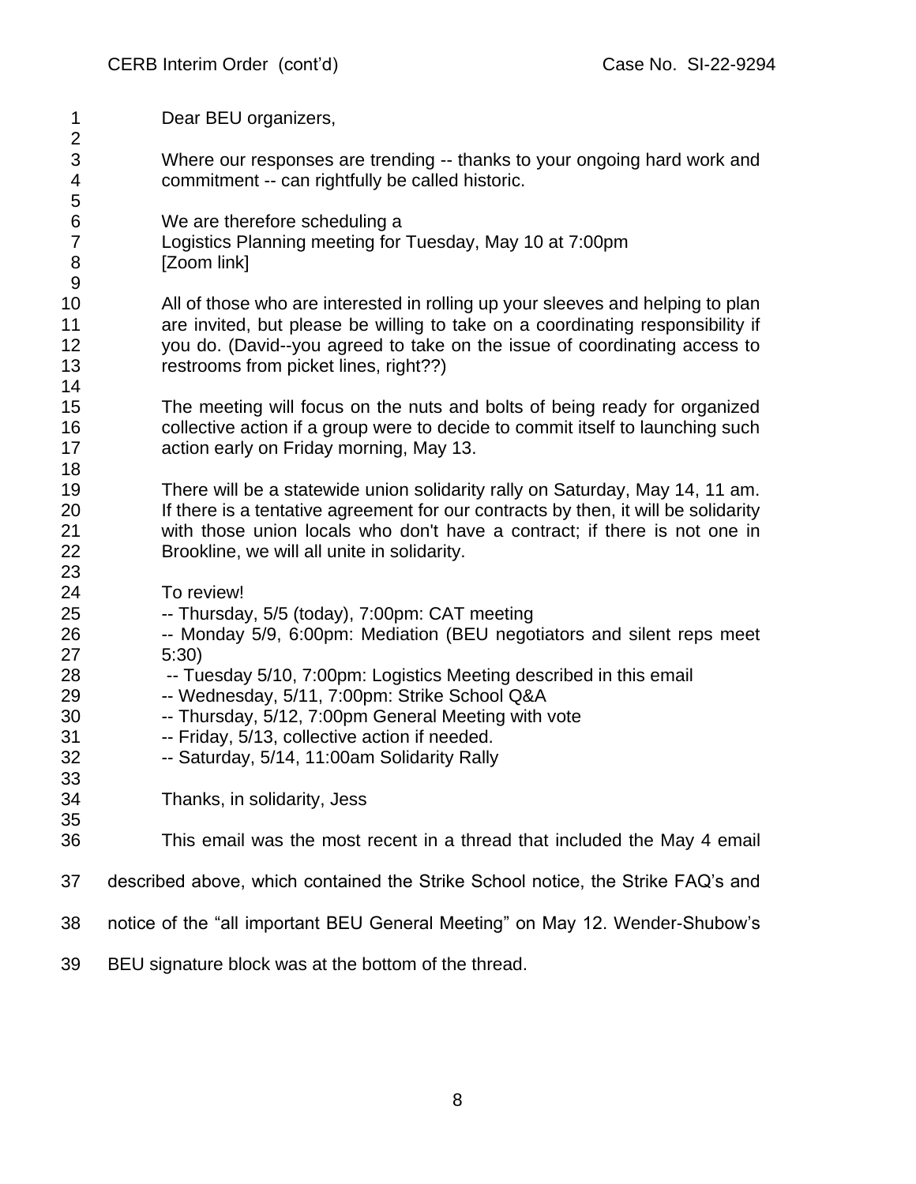Dear BEU organizers,

Where our responses are trending -- thanks to your ongoing hard work and commitment -- can rightfully be called historic.

We are therefore scheduling a
Logistics Planning meeting for Tuesday, May 10 at 7:00pm
[Zoom link]

All of those who are interested in rolling up your sleeves and helping to plan are invited, but please be willing to take on a coordinating responsibility if you do. (David--you agreed to take on the issue of coordinating access to restrooms from picket lines, right??)

The meeting will focus on the nuts and bolts of being ready for organized collective action if a group were to decide to commit itself to launching such action early on Friday morning, May 13.

There will be a statewide union solidarity rally on Saturday, May 14, 11 am. If there is a tentative agreement for our contracts by then, it will be solidarity with those union locals who don't have a contract; if there is not one in Brookline, we will all unite in solidarity.

To review!
-- Thursday, 5/5 (today), 7:00pm: CAT meeting
-- Monday 5/9, 6:00pm: Mediation (BEU negotiators and silent reps meet 5:30)
-- Tuesday 5/10, 7:00pm: Logistics Meeting described in this email
-- Wednesday, 5/11, 7:00pm: Strike School Q&A
-- Thursday, 5/12, 7:00pm General Meeting with vote
-- Friday, 5/13, collective action if needed.
-- Saturday, 5/14, 11:00am Solidarity Rally

Thanks, in solidarity, Jess

This email was the most recent in a thread that included the May 4 email described above, which contained the Strike School notice, the Strike FAQ's and notice of the "all important BEU General Meeting" on May 12. Wender-Shubow's BEU signature block was at the bottom of the thread.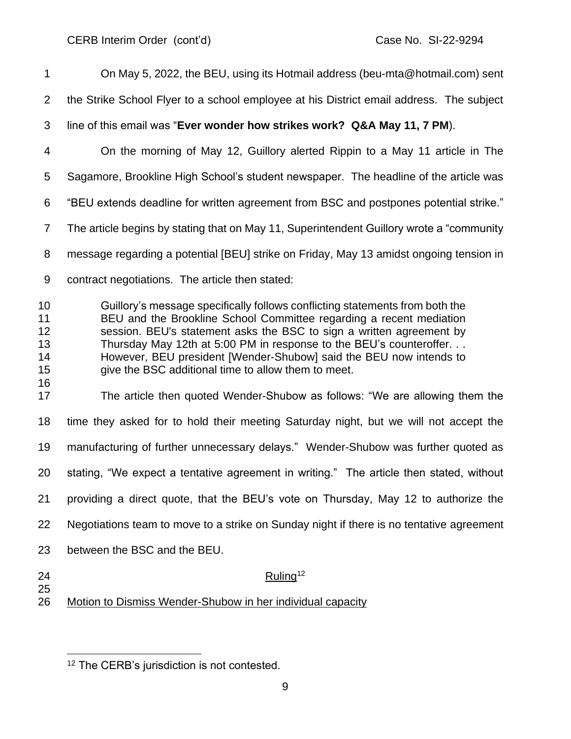On May 5, 2022, the BEU, using its Hotmail address (beu-mta@hotmail.com) sent the Strike School Flyer to a school employee at his District email address. The subject line of this email was "**Ever wonder how strikes work? Q&A May 11, 7 PM**).

On the morning of May 12, Guillory alerted Rippin to a May 11 article in The Sagamore, Brookline High School's student newspaper. The headline of the article was "BEU extends deadline for written agreement from BSC and postpones potential strike." The article begins by stating that on May 11, Superintendent Guillory wrote a "community message regarding a potential [BEU] strike on Friday, May 13 amidst ongoing tension in contract negotiations. The article then stated:

> Guillory's message specifically follows conflicting statements from both the BEU and the Brookline School Committee regarding a recent mediation session. BEU's statement asks the BSC to sign a written agreement by Thursday May 12th at 5:00 PM in response to the BEU's counteroffer. . . However, BEU president [Wender-Shubow] said the BEU now intends to give the BSC additional time to allow them to meet.

The article then quoted Wender-Shubow as follows: "We are allowing them the time they asked for to hold their meeting Saturday night, but we will not accept the manufacturing of further unnecessary delays." Wender-Shubow was further quoted as stating, "We expect a tentative agreement in writing." The article then stated, without providing a direct quote, that the BEU's vote on Thursday, May 12 to authorize the Negotiations team to move to a strike on Sunday night if there is no tentative agreement between the BSC and the BEU.

## Ruling[12]

Motion to Dismiss Wender-Shubow in her individual capacity

---

[12] The CERB's jurisdiction is not contested.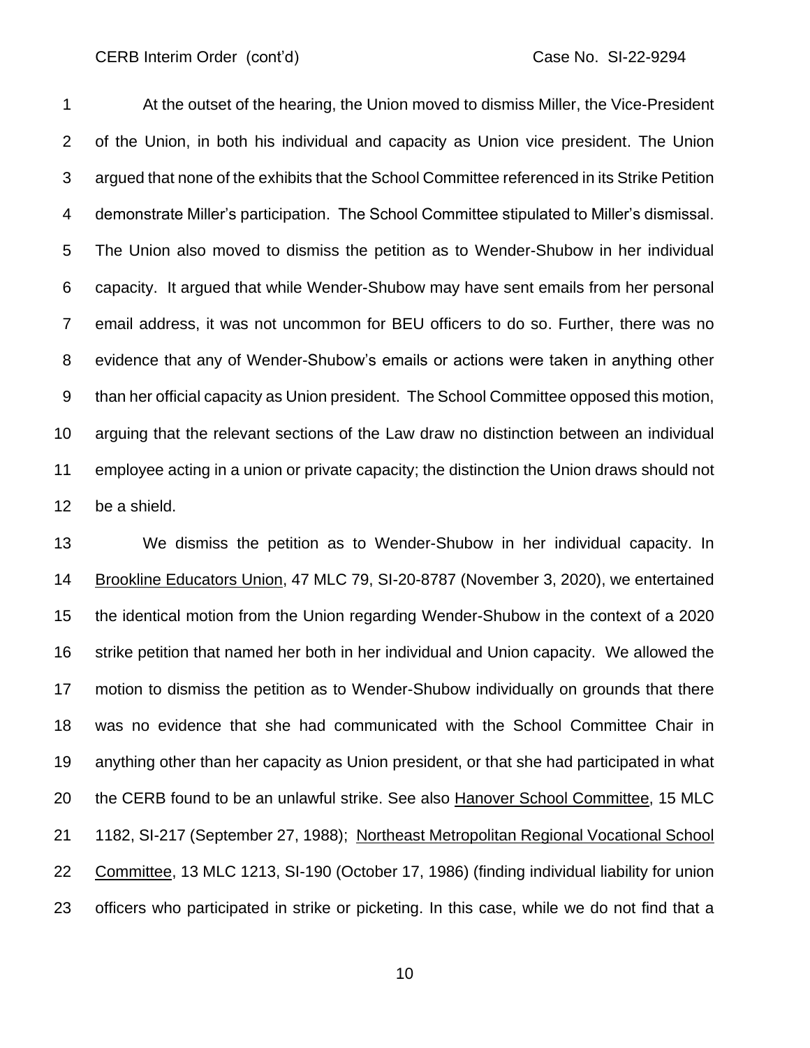At the outset of the hearing, the Union moved to dismiss Miller, the Vice-President of the Union, in both his individual and capacity as Union vice president. The Union argued that none of the exhibits that the School Committee referenced in its Strike Petition demonstrate Miller's participation. The School Committee stipulated to Miller's dismissal. The Union also moved to dismiss the petition as to Wender-Shubow in her individual capacity. It argued that while Wender-Shubow may have sent emails from her personal email address, it was not uncommon for BEU officers to do so. Further, there was no evidence that any of Wender-Shubow's emails or actions were taken in anything other than her official capacity as Union president. The School Committee opposed this motion, arguing that the relevant sections of the Law draw no distinction between an individual employee acting in a union or private capacity; the distinction the Union draws should not be a shield.

We dismiss the petition as to Wender-Shubow in her individual capacity. In Brookline Educators Union, 47 MLC 79, SI-20-8787 (November 3, 2020), we entertained the identical motion from the Union regarding Wender-Shubow in the context of a 2020 strike petition that named her both in her individual and Union capacity. We allowed the motion to dismiss the petition as to Wender-Shubow individually on grounds that there was no evidence that she had communicated with the School Committee Chair in anything other than her capacity as Union president, or that she had participated in what the CERB found to be an unlawful strike. See also Hanover School Committee, 15 MLC 1182, SI-217 (September 27, 1988); Northeast Metropolitan Regional Vocational School Committee, 13 MLC 1213, SI-190 (October 17, 1986) (finding individual liability for union officers who participated in strike or picketing. In this case, while we do not find that a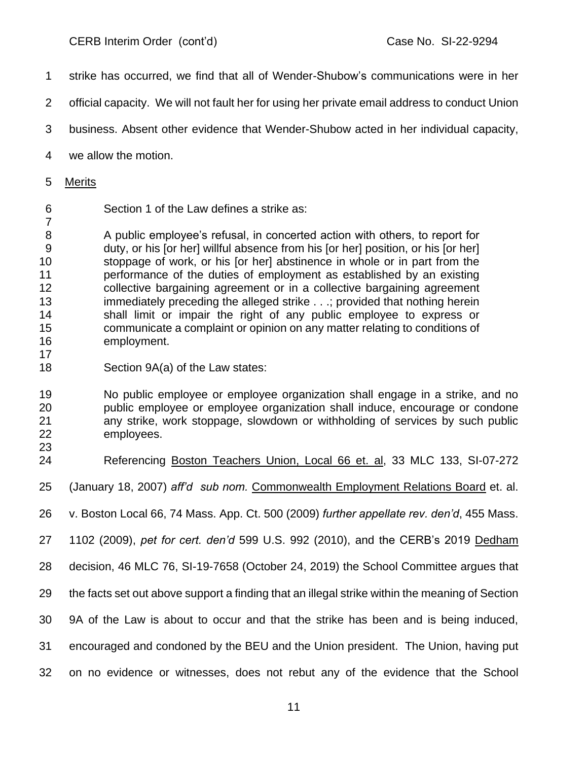strike has occurred, we find that all of Wender-Shubow's communications were in her official capacity. We will not fault her for using her private email address to conduct Union business. Absent other evidence that Wender-Shubow acted in her individual capacity, we allow the motion.

Merits

Section 1 of the Law defines a strike as:

> A public employee's refusal, in concerted action with others, to report for duty, or his [or her] willful absence from his [or her] position, or his [or her] stoppage of work, or his [or her] abstinence in whole or in part from the performance of the duties of employment as established by an existing collective bargaining agreement or in a collective bargaining agreement immediately preceding the alleged strike . . .; provided that nothing herein shall limit or impair the right of any public employee to express or communicate a complaint or opinion on any matter relating to conditions of employment.

Section 9A(a) of the Law states:

> No public employee or employee organization shall engage in a strike, and no public employee or employee organization shall induce, encourage or condone any strike, work stoppage, slowdown or withholding of services by such public employees.

Referencing Boston Teachers Union, Local 66 et. al, 33 MLC 133, SI-07-272 (January 18, 2007) *aff'd sub nom.* Commonwealth Employment Relations Board et. al. v. Boston Local 66, 74 Mass. App. Ct. 500 (2009) *further appellate rev. den'd*, 455 Mass. 1102 (2009), *pet for cert. den'd* 599 U.S. 992 (2010), and the CERB's 2019 Dedham decision, 46 MLC 76, SI-19-7658 (October 24, 2019) the School Committee argues that the facts set out above support a finding that an illegal strike within the meaning of Section 9A of the Law is about to occur and that the strike has been and is being induced, encouraged and condoned by the BEU and the Union president. The Union, having put on no evidence or witnesses, does not rebut any of the evidence that the School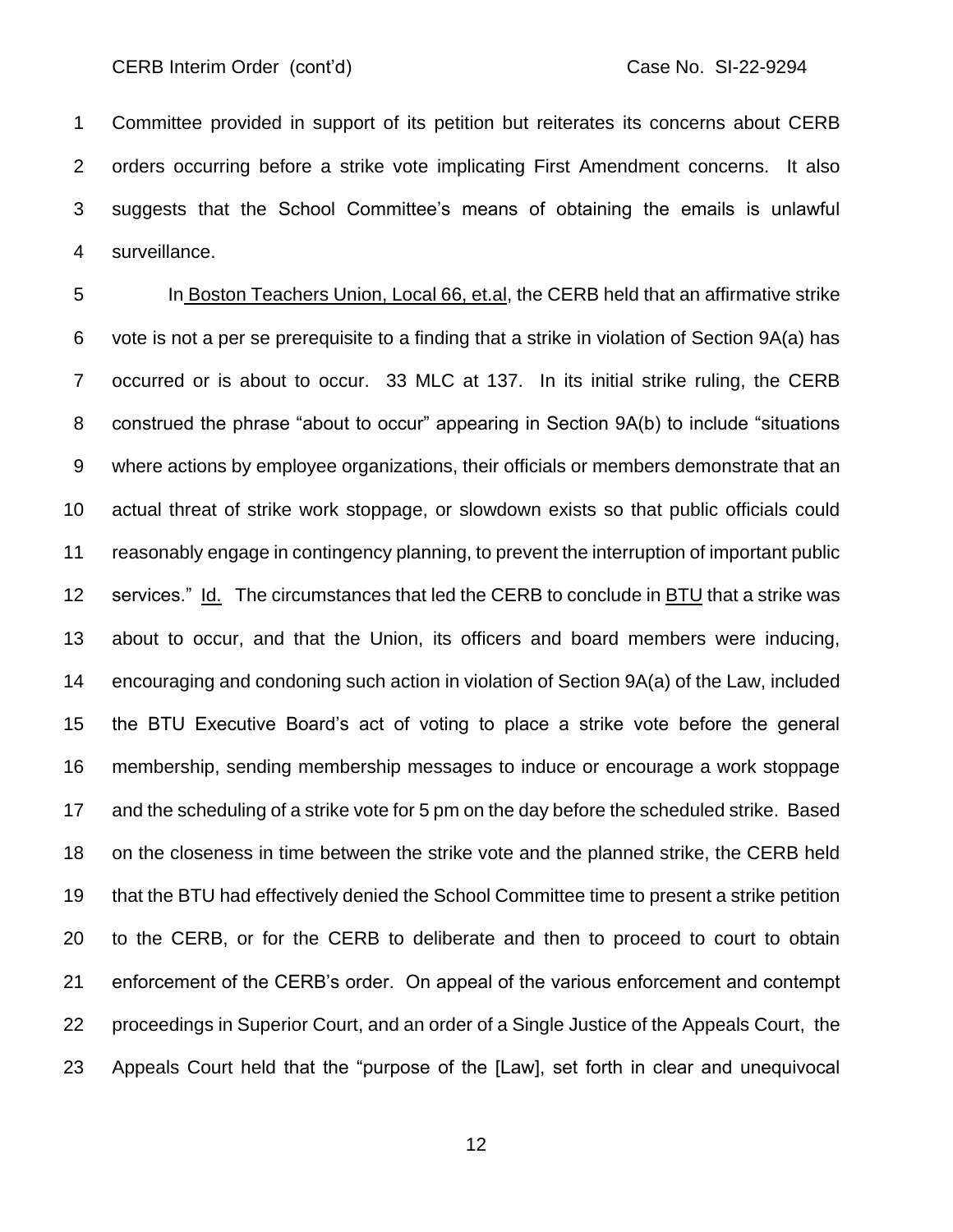Committee provided in support of its petition but reiterates its concerns about CERB orders occurring before a strike vote implicating First Amendment concerns. It also suggests that the School Committee's means of obtaining the emails is unlawful surveillance.

In Boston Teachers Union, Local 66, et.al, the CERB held that an affirmative strike vote is not a per se prerequisite to a finding that a strike in violation of Section 9A(a) has occurred or is about to occur. 33 MLC at 137. In its initial strike ruling, the CERB construed the phrase "about to occur" appearing in Section 9A(b) to include "situations where actions by employee organizations, their officials or members demonstrate that an actual threat of strike work stoppage, or slowdown exists so that public officials could reasonably engage in contingency planning, to prevent the interruption of important public services." Id. The circumstances that led the CERB to conclude in BTU that a strike was about to occur, and that the Union, its officers and board members were inducing, encouraging and condoning such action in violation of Section 9A(a) of the Law, included the BTU Executive Board's act of voting to place a strike vote before the general membership, sending membership messages to induce or encourage a work stoppage and the scheduling of a strike vote for 5 pm on the day before the scheduled strike. Based on the closeness in time between the strike vote and the planned strike, the CERB held that the BTU had effectively denied the School Committee time to present a strike petition to the CERB, or for the CERB to deliberate and then to proceed to court to obtain enforcement of the CERB's order. On appeal of the various enforcement and contempt proceedings in Superior Court, and an order of a Single Justice of the Appeals Court, the Appeals Court held that the "purpose of the [Law], set forth in clear and unequivocal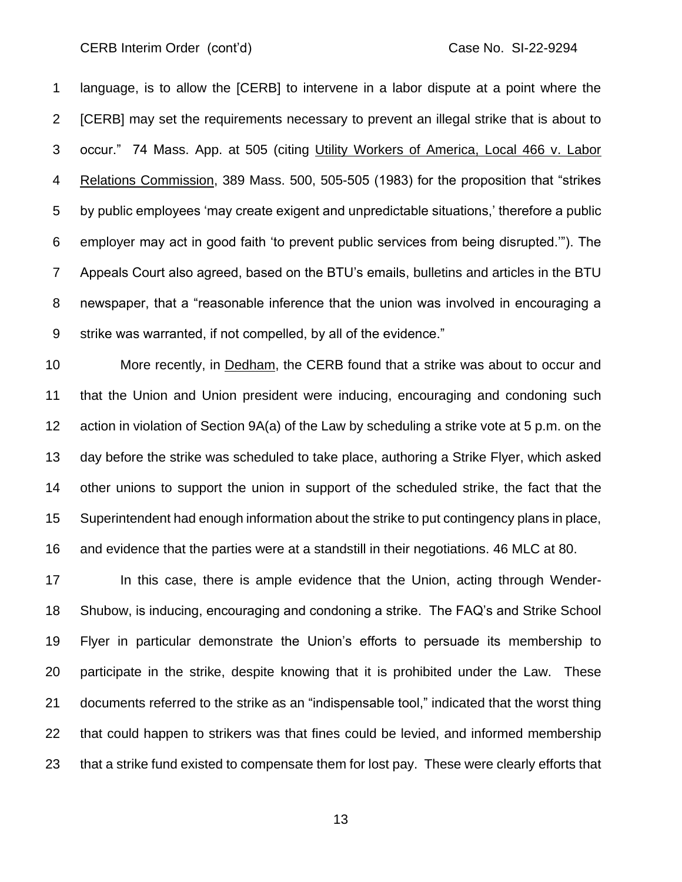language, is to allow the [CERB] to intervene in a labor dispute at a point where the [CERB] may set the requirements necessary to prevent an illegal strike that is about to occur." 74 Mass. App. at 505 (citing Utility Workers of America, Local 466 v. Labor Relations Commission, 389 Mass. 500, 505-505 (1983) for the proposition that "strikes by public employees 'may create exigent and unpredictable situations,' therefore a public employer may act in good faith 'to prevent public services from being disrupted.'"). The Appeals Court also agreed, based on the BTU's emails, bulletins and articles in the BTU newspaper, that a "reasonable inference that the union was involved in encouraging a strike was warranted, if not compelled, by all of the evidence."

More recently, in Dedham, the CERB found that a strike was about to occur and that the Union and Union president were inducing, encouraging and condoning such action in violation of Section 9A(a) of the Law by scheduling a strike vote at 5 p.m. on the day before the strike was scheduled to take place, authoring a Strike Flyer, which asked other unions to support the union in support of the scheduled strike, the fact that the Superintendent had enough information about the strike to put contingency plans in place, and evidence that the parties were at a standstill in their negotiations. 46 MLC at 80.

In this case, there is ample evidence that the Union, acting through Wender-Shubow, is inducing, encouraging and condoning a strike. The FAQ's and Strike School Flyer in particular demonstrate the Union's efforts to persuade its membership to participate in the strike, despite knowing that it is prohibited under the Law. These documents referred to the strike as an "indispensable tool," indicated that the worst thing that could happen to strikers was that fines could be levied, and informed membership that a strike fund existed to compensate them for lost pay. These were clearly efforts that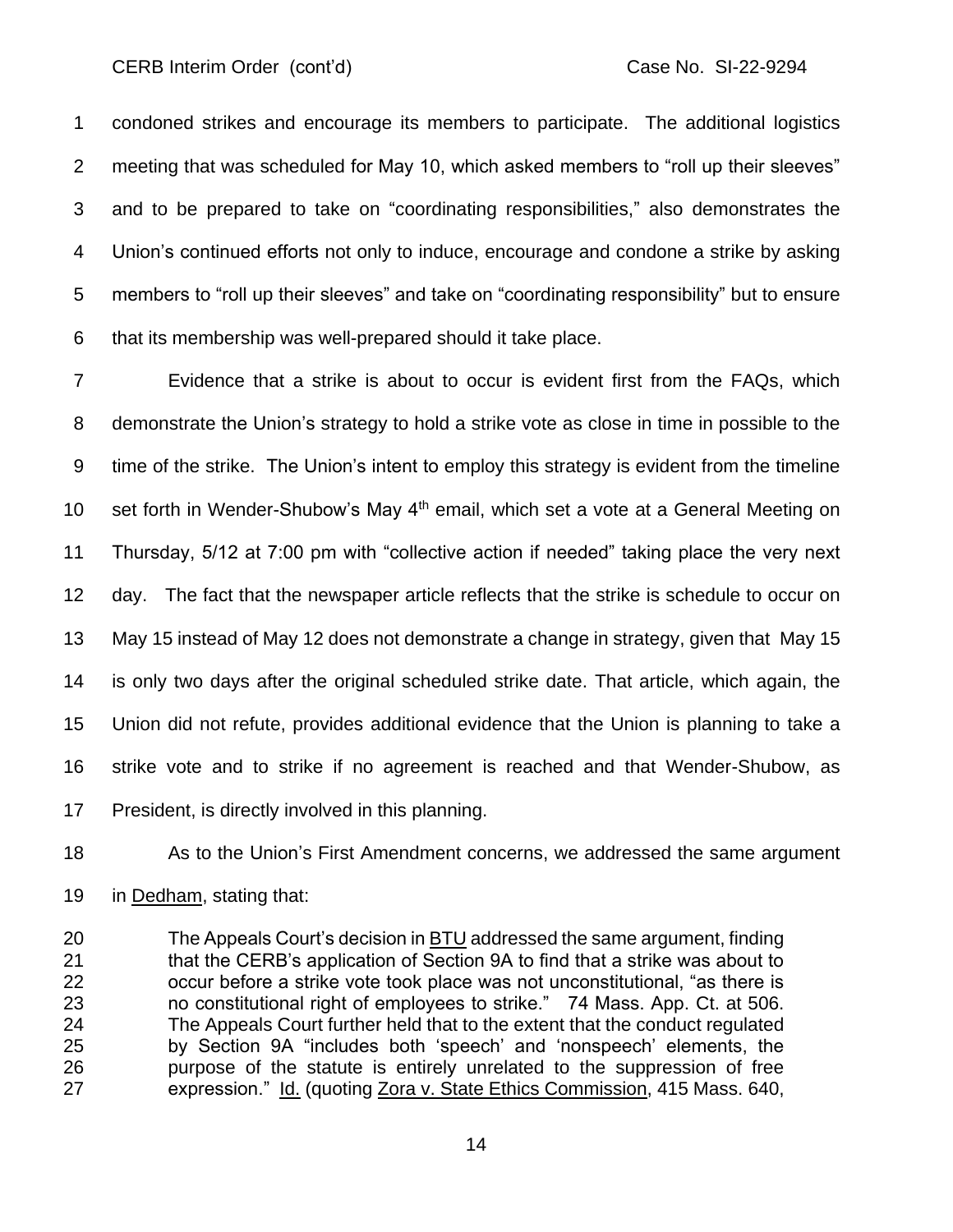condoned strikes and encourage its members to participate. The additional logistics meeting that was scheduled for May 10, which asked members to "roll up their sleeves" and to be prepared to take on "coordinating responsibilities," also demonstrates the Union's continued efforts not only to induce, encourage and condone a strike by asking members to "roll up their sleeves" and take on "coordinating responsibility" but to ensure that its membership was well-prepared should it take place.

Evidence that a strike is about to occur is evident first from the FAQs, which demonstrate the Union's strategy to hold a strike vote as close in time in possible to the time of the strike. The Union's intent to employ this strategy is evident from the timeline set forth in Wender-Shubow's May 4th email, which set a vote at a General Meeting on Thursday, 5/12 at 7:00 pm with "collective action if needed" taking place the very next day. The fact that the newspaper article reflects that the strike is schedule to occur on May 15 instead of May 12 does not demonstrate a change in strategy, given that May 15 is only two days after the original scheduled strike date. That article, which again, the Union did not refute, provides additional evidence that the Union is planning to take a strike vote and to strike if no agreement is reached and that Wender-Shubow, as President, is directly involved in this planning.

As to the Union's First Amendment concerns, we addressed the same argument in Dedham, stating that:

> The Appeals Court's decision in BTU addressed the same argument, finding that the CERB's application of Section 9A to find that a strike was about to occur before a strike vote took place was not unconstitutional, "as there is no constitutional right of employees to strike." 74 Mass. App. Ct. at 506. The Appeals Court further held that to the extent that the conduct regulated by Section 9A "includes both 'speech' and 'nonspeech' elements, the purpose of the statute is entirely unrelated to the suppression of free expression." Id. (quoting Zora v. State Ethics Commission, 415 Mass. 640,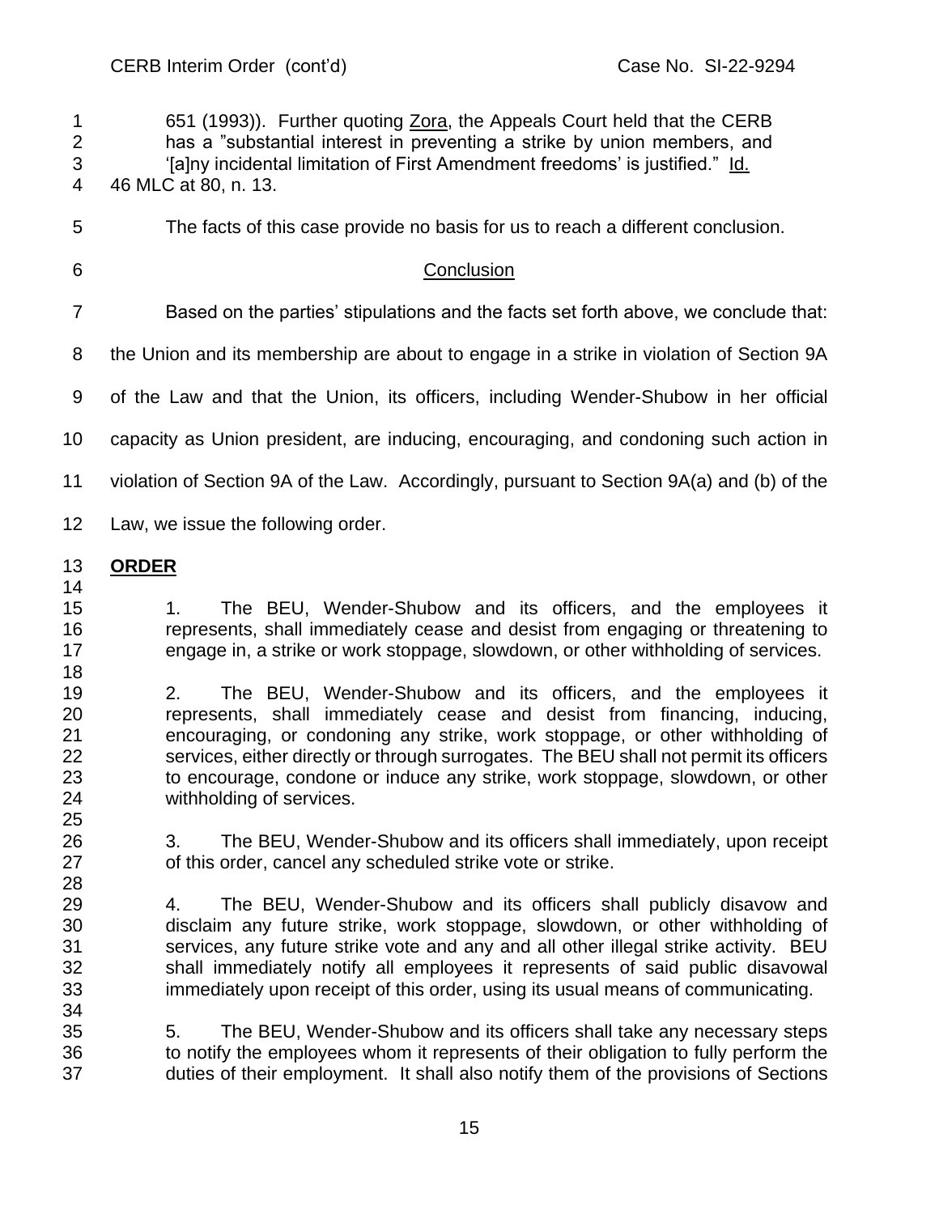651 (1993)). Further quoting Zora, the Appeals Court held that the CERB has a "substantial interest in preventing a strike by union members, and '[a]ny incidental limitation of First Amendment freedoms' is justified." Id.
46 MLC at 80, n. 13.

The facts of this case provide no basis for us to reach a different conclusion.

## Conclusion

Based on the parties' stipulations and the facts set forth above, we conclude that: the Union and its membership are about to engage in a strike in violation of Section 9A of the Law and that the Union, its officers, including Wender-Shubow in her official capacity as Union president, are inducing, encouraging, and condoning such action in violation of Section 9A of the Law. Accordingly, pursuant to Section 9A(a) and (b) of the Law, we issue the following order.

**ORDER**

1. The BEU, Wender-Shubow and its officers, and the employees it represents, shall immediately cease and desist from engaging or threatening to engage in, a strike or work stoppage, slowdown, or other withholding of services.

2. The BEU, Wender-Shubow and its officers, and the employees it represents, shall immediately cease and desist from financing, inducing, encouraging, or condoning any strike, work stoppage, or other withholding of services, either directly or through surrogates. The BEU shall not permit its officers to encourage, condone or induce any strike, work stoppage, slowdown, or other withholding of services.

3. The BEU, Wender-Shubow and its officers shall immediately, upon receipt of this order, cancel any scheduled strike vote or strike.

4. The BEU, Wender-Shubow and its officers shall publicly disavow and disclaim any future strike, work stoppage, slowdown, or other withholding of services, any future strike vote and any and all other illegal strike activity. BEU shall immediately notify all employees it represents of said public disavowal immediately upon receipt of this order, using its usual means of communicating.

5. The BEU, Wender-Shubow and its officers shall take any necessary steps to notify the employees whom it represents of their obligation to fully perform the duties of their employment. It shall also notify them of the provisions of Sections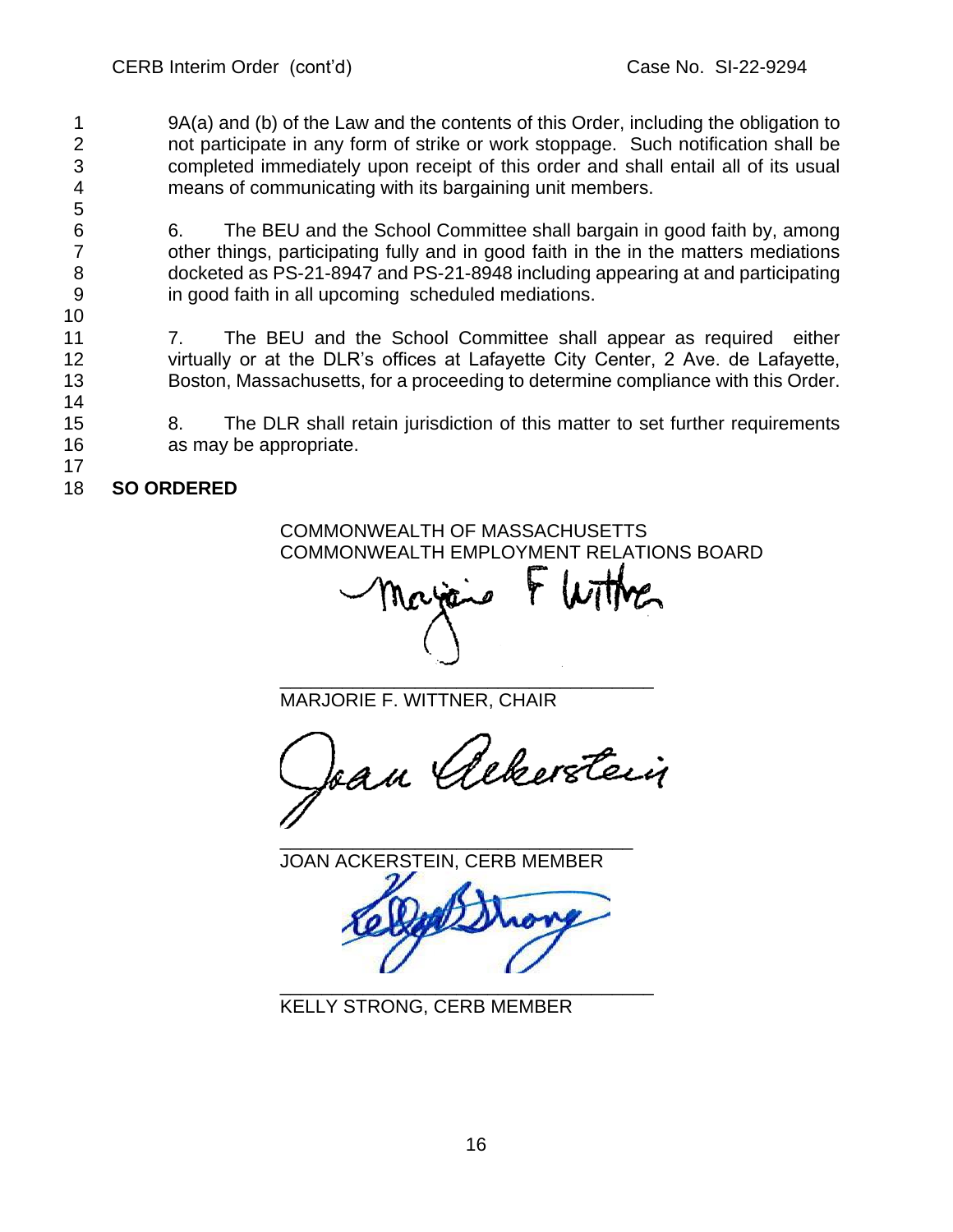9A(a) and (b) of the Law and the contents of this Order, including the obligation to not participate in any form of strike or work stoppage. Such notification shall be completed immediately upon receipt of this order and shall entail all of its usual means of communicating with its bargaining unit members.

6. The BEU and the School Committee shall bargain in good faith by, among other things, participating fully and in good faith in the in the matters mediations docketed as PS-21-8947 and PS-21-8948 including appearing at and participating in good faith in all upcoming scheduled mediations.

7. The BEU and the School Committee shall appear as required either virtually or at the DLR's offices at Lafayette City Center, 2 Ave. de Lafayette, Boston, Massachusetts, for a proceeding to determine compliance with this Order.

8. The DLR shall retain jurisdiction of this matter to set further requirements as may be appropriate.

**SO ORDERED**

COMMONWEALTH OF MASSACHUSETTS
COMMONWEALTH EMPLOYMENT RELATIONS BOARD

MARJORIE F. WITTNER, CHAIR

JOAN ACKERSTEIN, CERB MEMBER

KELLY STRONG, CERB MEMBER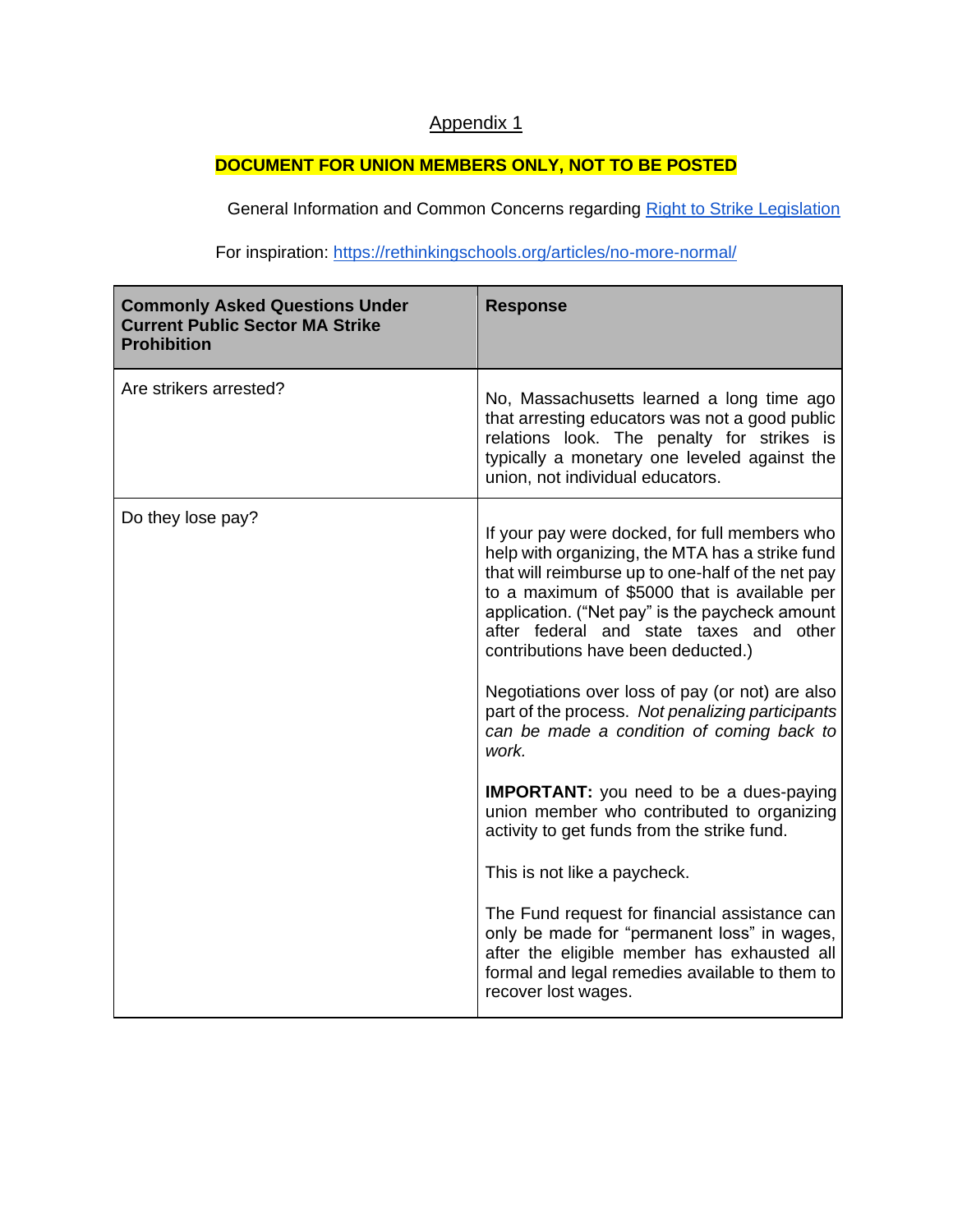Appendix 1

**DOCUMENT FOR UNION MEMBERS ONLY, NOT TO BE POSTED**

General Information and Common Concerns regarding [Right to Strike Legislation]

For inspiration: https://rethinkingschools.org/articles/no-more-normal/

| Commonly Asked Questions Under Current Public Sector MA Strike Prohibition | Response |
|---|---|
| Are strikers arrested? | No, Massachusetts learned a long time ago that arresting educators was not a good public relations look. The penalty for strikes is typically a monetary one leveled against the union, not individual educators. |
| Do they lose pay? | If your pay were docked, for full members who help with organizing, the MTA has a strike fund that will reimburse up to one-half of the net pay to a maximum of $5000 that is available per application. ("Net pay" is the paycheck amount after federal and state taxes and other contributions have been deducted.)<br><br>Negotiations over loss of pay (or not) are also part of the process. *Not penalizing participants can be made a condition of coming back to work.*<br><br>**IMPORTANT:** you need to be a dues-paying union member who contributed to organizing activity to get funds from the strike fund.<br><br>This is not like a paycheck.<br><br>The Fund request for financial assistance can only be made for "permanent loss" in wages, after the eligible member has exhausted all formal and legal remedies available to them to recover lost wages. |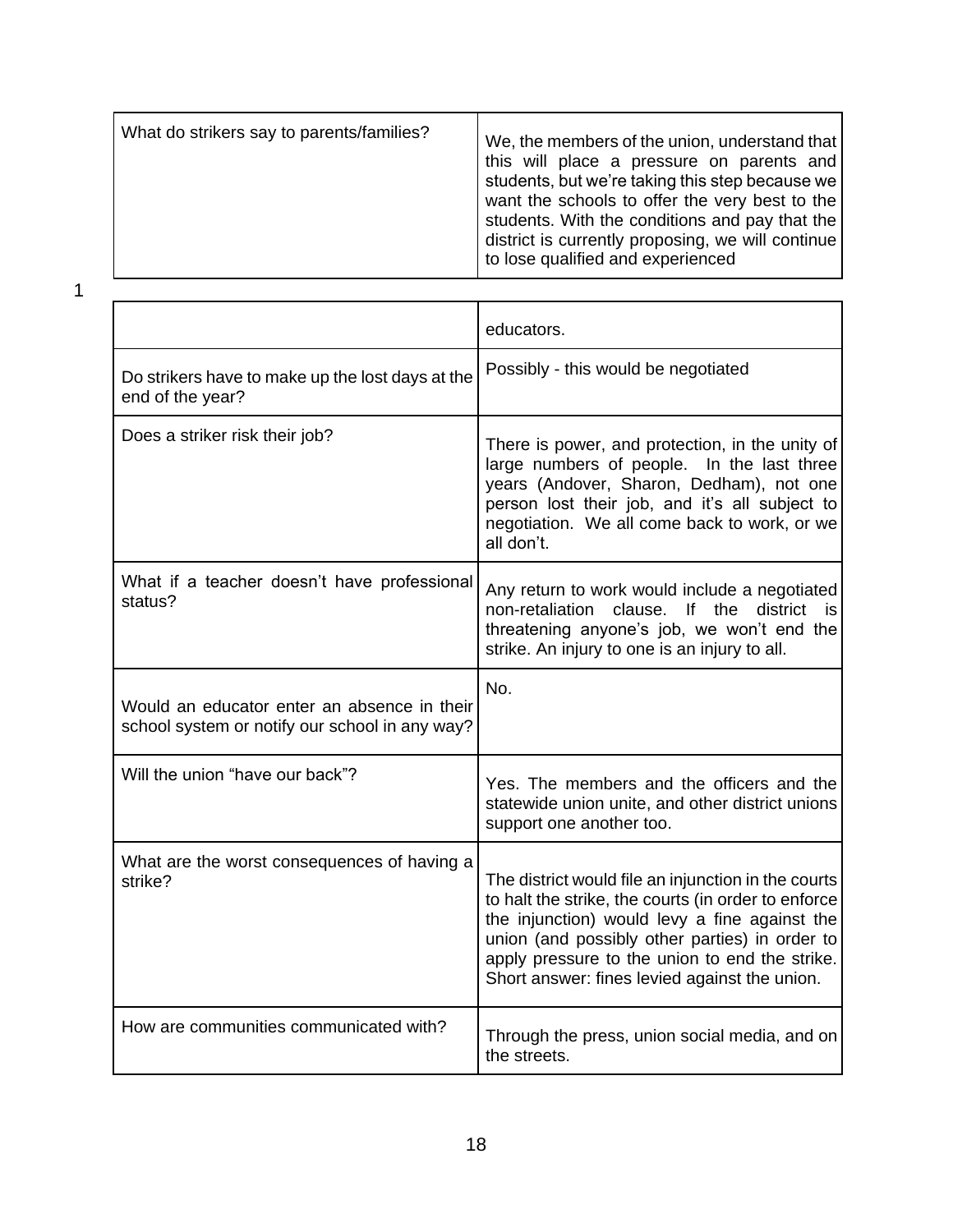| | |
|---|---|
| What do strikers say to parents/families? | We, the members of the union, understand that this will place a pressure on parents and students, but we're taking this step because we want the schools to offer the very best to the students. With the conditions and pay that the district is currently proposing, we will continue to lose qualified and experienced educators. |
| Do strikers have to make up the lost days at the end of the year? | Possibly - this would be negotiated |
| Does a striker risk their job? | There is power, and protection, in the unity of large numbers of people. In the last three years (Andover, Sharon, Dedham), not one person lost their job, and it's all subject to negotiation. We all come back to work, or we all don't. |
| What if a teacher doesn't have professional status? | Any return to work would include a negotiated non-retaliation clause. If the district is threatening anyone's job, we won't end the strike. An injury to one is an injury to all. |
| Would an educator enter an absence in their school system or notify our school in any way? | No. |
| Will the union "have our back"? | Yes. The members and the officers and the statewide union unite, and other district unions support one another too. |
| What are the worst consequences of having a strike? | The district would file an injunction in the courts to halt the strike, the courts (in order to enforce the injunction) would levy a fine against the union (and possibly other parties) in order to apply pressure to the union to end the strike. Short answer: fines levied against the union. |
| How are communities communicated with? | Through the press, union social media, and on the streets. |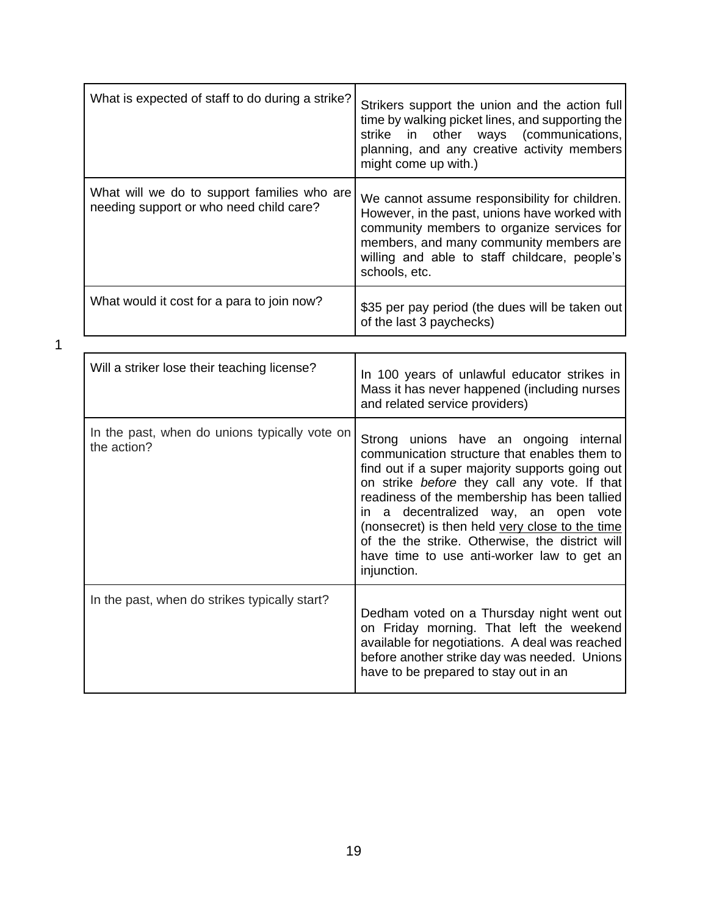| What is expected of staff to do during a strike? | Strikers support the union and the action full time by walking picket lines, and supporting the strike in other ways (communications, planning, and any creative activity members might come up with.) |
|---|---|
| What will we do to support families who are needing support or who need child care? | We cannot assume responsibility for children. However, in the past, unions have worked with community members to organize services for members, and many community members are willing and able to staff childcare, people's schools, etc. |
| What would it cost for a para to join now? | $35 per pay period (the dues will be taken out of the last 3 paychecks) |

1

| Will a striker lose their teaching license? | In 100 years of unlawful educator strikes in Mass it has never happened (including nurses and related service providers) |
|---|---|
| In the past, when do unions typically vote on the action? | Strong unions have an ongoing internal communication structure that enables them to find out if a super majority supports going out on strike *before* they call any vote. If that readiness of the membership has been tallied in a decentralized way, an open vote (nonsecret) is then held <u>very close to the time</u> of the the strike. Otherwise, the district will have time to use anti-worker law to get an injunction. |
| In the past, when do strikes typically start? | Dedham voted on a Thursday night went out on Friday morning. That left the weekend available for negotiations. A deal was reached before another strike day was needed. Unions have to be prepared to stay out in an |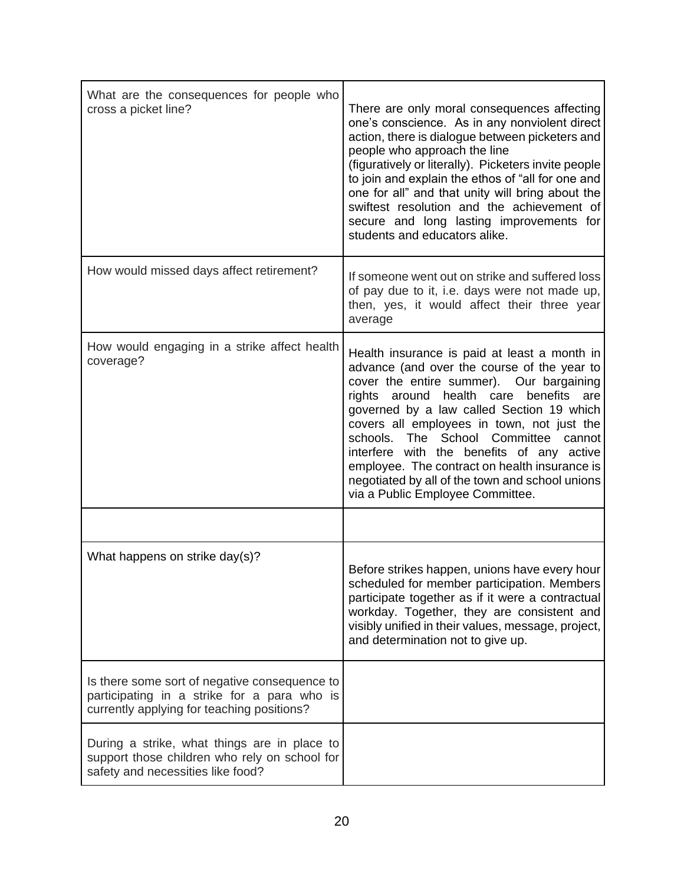| | |
|---|---|
| What are the consequences for people who cross a picket line? | There are only moral consequences affecting one's conscience. As in any nonviolent direct action, there is dialogue between picketers and people who approach the line (figuratively or literally). Picketers invite people to join and explain the ethos of "all for one and one for all" and that unity will bring about the swiftest resolution and the achievement of secure and long lasting improvements for students and educators alike. |
| How would missed days affect retirement? | If someone went out on strike and suffered loss of pay due to it, i.e. days were not made up, then, yes, it would affect their three year average |
| How would engaging in a strike affect health coverage? | Health insurance is paid at least a month in advance (and over the course of the year to cover the entire summer). Our bargaining rights around health care benefits are governed by a law called Section 19 which covers all employees in town, not just the schools. The School Committee cannot interfere with the benefits of any active employee. The contract on health insurance is negotiated by all of the town and school unions via a Public Employee Committee. |
| | |
| What happens on strike day(s)? | Before strikes happen, unions have every hour scheduled for member participation. Members participate together as if it were a contractual workday. Together, they are consistent and visibly unified in their values, message, project, and determination not to give up. |
| Is there some sort of negative consequence to participating in a strike for a para who is currently applying for teaching positions? | |
| During a strike, what things are in place to support those children who rely on school for safety and necessities like food? | |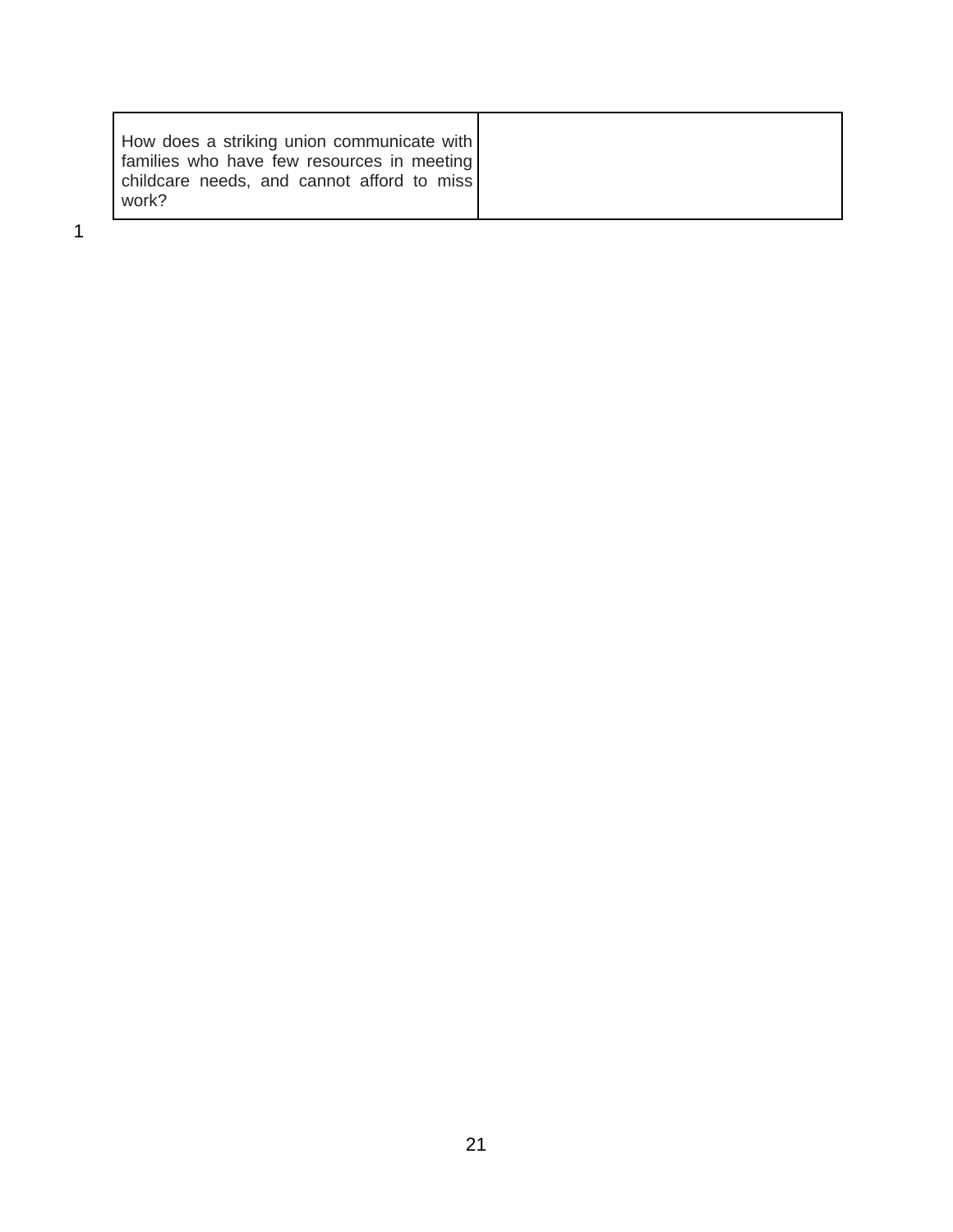| | |
|---|---|
| How does a striking union communicate with families who have few resources in meeting childcare needs, and cannot afford to miss work? | |

1